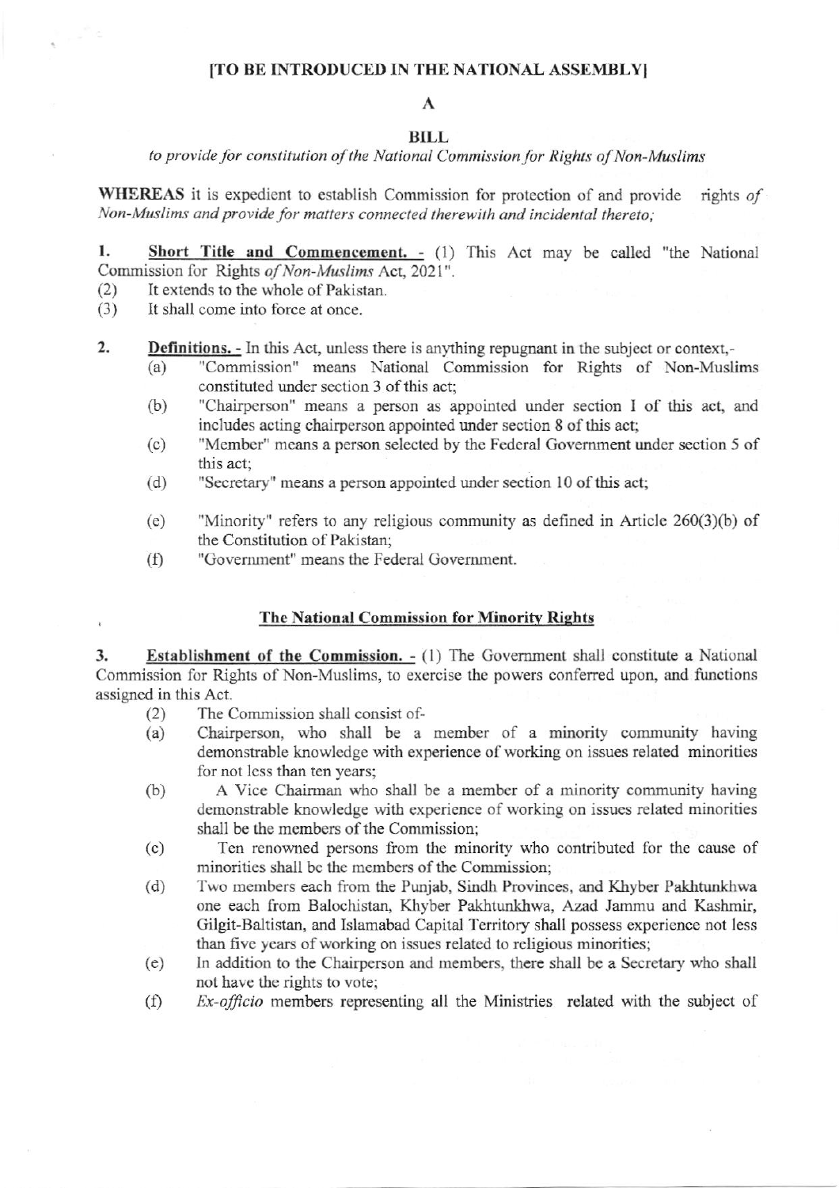**[TO BE INTRODUCED IN THE NATIONAL ASSEMBLY]**

**A**

**BILL**

*to provide for constitution of the National Commission for Rights of Non-Muslims*

**WHEREAS** it is expedient to establish Commission for protection of and provide rights *of Non-Muslims and provide for matters connected therewith and incidental thereto;*

**1. Short Title and Commencement.** - (1) This Act may be called "the National Commission for Rights *of Non-Muslims* Act, 2021".

(2) It extends to the whole of Pakistan.

(3) It shall come into force at once.

**2. Definitions.** - In this Act, unless there is anything repugnant in the subject or context,-

(a) "Commission" means National Commission for Rights of Non-Muslims constituted under section 3 of this act;

(b) "Chairperson" means a person as appointed under section I of this act, and includes acting chairperson appointed under section 8 of this act;

(c) "Member" means a person selected by the Federal Government under section 5 of this act;

(d) "Secretary" means a person appointed under section 10 of this act;

(e) "Minority" refers to any religious community as defined in Article 260(3)(b) of the Constitution of Pakistan;

(f) "Government" means the Federal Government.

**The National Commission for Minority Rights**

**3. Establishment of the Commission.** - (1) The Government shall constitute a National Commission for Rights of Non-Muslims, to exercise the powers conferred upon, and functions assigned in this Act.

(2) The Commission shall consist of-

(a) Chairperson, who shall be a member of a minority community having demonstrable knowledge with experience of working on issues related minorities for not less than ten years;

(b) A Vice Chairman who shall be a member of a minority community having demonstrable knowledge with experience of working on issues related minorities shall be the members of the Commission;

(c) Ten renowned persons from the minority who contributed for the cause of minorities shall be the members of the Commission;

(d) Two members each from the Punjab, Sindh Provinces, and Khyber Pakhtunkhwa one each from Balochistan, Khyber Pakhtunkhwa, Azad Jammu and Kashmir, Gilgit-Baltistan, and Islamabad Capital Territory shall possess experience not less than five years of working on issues related to religious minorities;

(e) In addition to the Chairperson and members, there shall be a Secretary who shall not have the rights to vote;

(f) *Ex-officio* members representing all the Ministries related with the subject of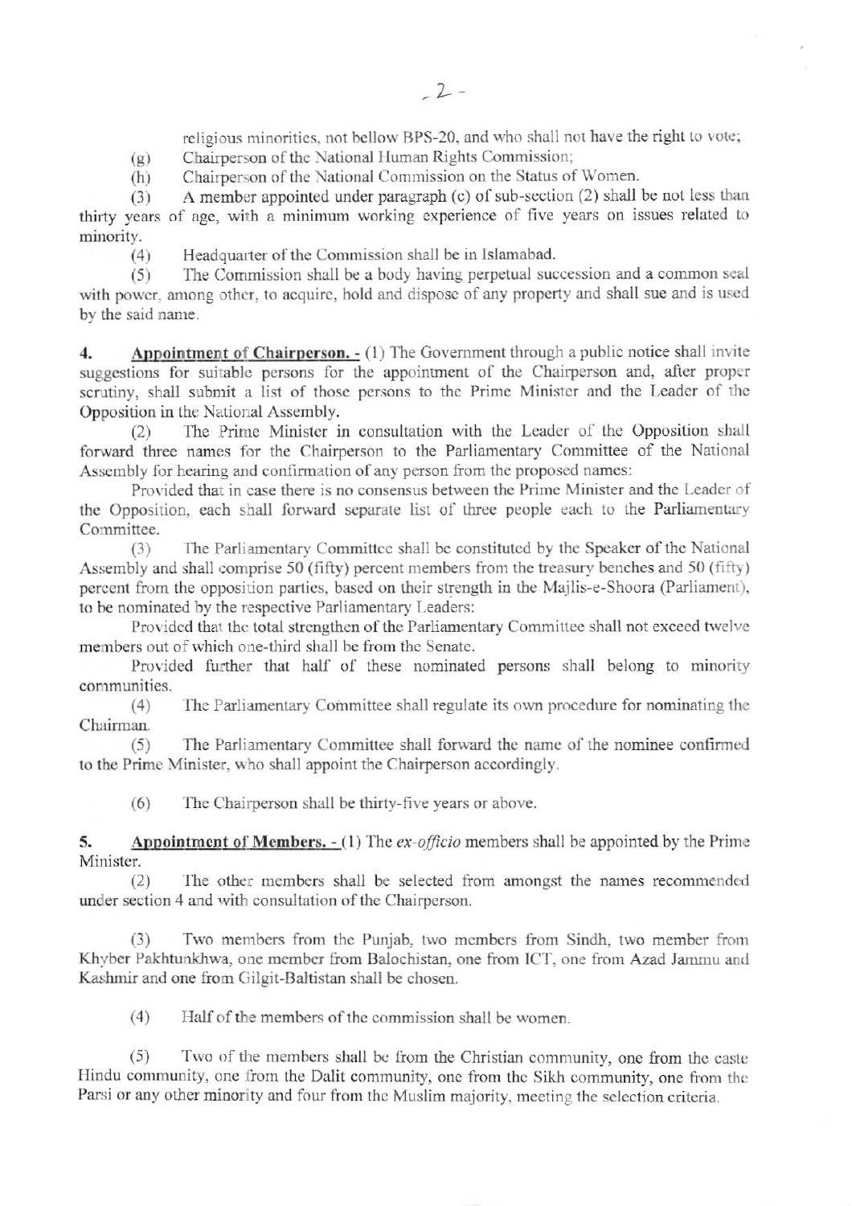religious minorities, not bellow BPS-20, and who shall not have the right to vote;

(g) Chairperson of the National Human Rights Commission;

(h) Chairperson of the National Commission on the Status of Women.

(3) A member appointed under paragraph (c) of sub-section (2) shall be not less than thirty years of age, with a minimum working experience of five years on issues related to minority.

(4) Headquarter of the Commission shall be in Islamabad.

(5) The Commission shall be a body having perpetual succession and a common seal with power, among other, to acquire, hold and dispose of any property and shall sue and is used by the said name.

**4. Appointment of Chairperson. -** (1) The Government through a public notice shall invite suggestions for suitable persons for the appointment of the Chairperson and, after proper scrutiny, shall submit a list of those persons to the Prime Minister and the Leader of the Opposition in the National Assembly.

(2) The Prime Minister in consultation with the Leader of the Opposition shall forward three names for the Chairperson to the Parliamentary Committee of the National Assembly for hearing and confirmation of any person from the proposed names:

Provided that in case there is no consensus between the Prime Minister and the Leader of the Opposition, each shall forward separate list of three people each to the Parliamentary Committee.

(3) The Parliamentary Committee shall be constituted by the Speaker of the National Assembly and shall comprise 50 (fifty) percent members from the treasury benches and 50 (fifty) percent from the opposition parties, based on their strength in the Majlis-e-Shoora (Parliament), to be nominated by the respective Parliamentary Leaders:

Provided that the total strengthen of the Parliamentary Committee shall not exceed twelve members out of which one-third shall be from the Senate.

Provided further that half of these nominated persons shall belong to minority communities.

(4) The Parliamentary Committee shall regulate its own procedure for nominating the Chairman.

(5) The Parliamentary Committee shall forward the name of the nominee confirmed to the Prime Minister, who shall appoint the Chairperson accordingly.

(6) The Chairperson shall be thirty-five years or above.

**5. Appointment of Members. -** (1) The *ex-officio* members shall be appointed by the Prime Minister.

(2) The other members shall be selected from amongst the names recommended under section 4 and with consultation of the Chairperson.

(3) Two members from the Punjab, two members from Sindh, two member from Khyber Pakhtunkhwa, one member from Balochistan, one from ICT, one from Azad Jammu and Kashmir and one from Gilgit-Baltistan shall be chosen.

(4) Half of the members of the commission shall be women.

(5) Two of the members shall be from the Christian community, one from the caste Hindu community, one from the Dalit community, one from the Sikh community, one from the Parsi or any other minority and four from the Muslim majority, meeting the selection criteria.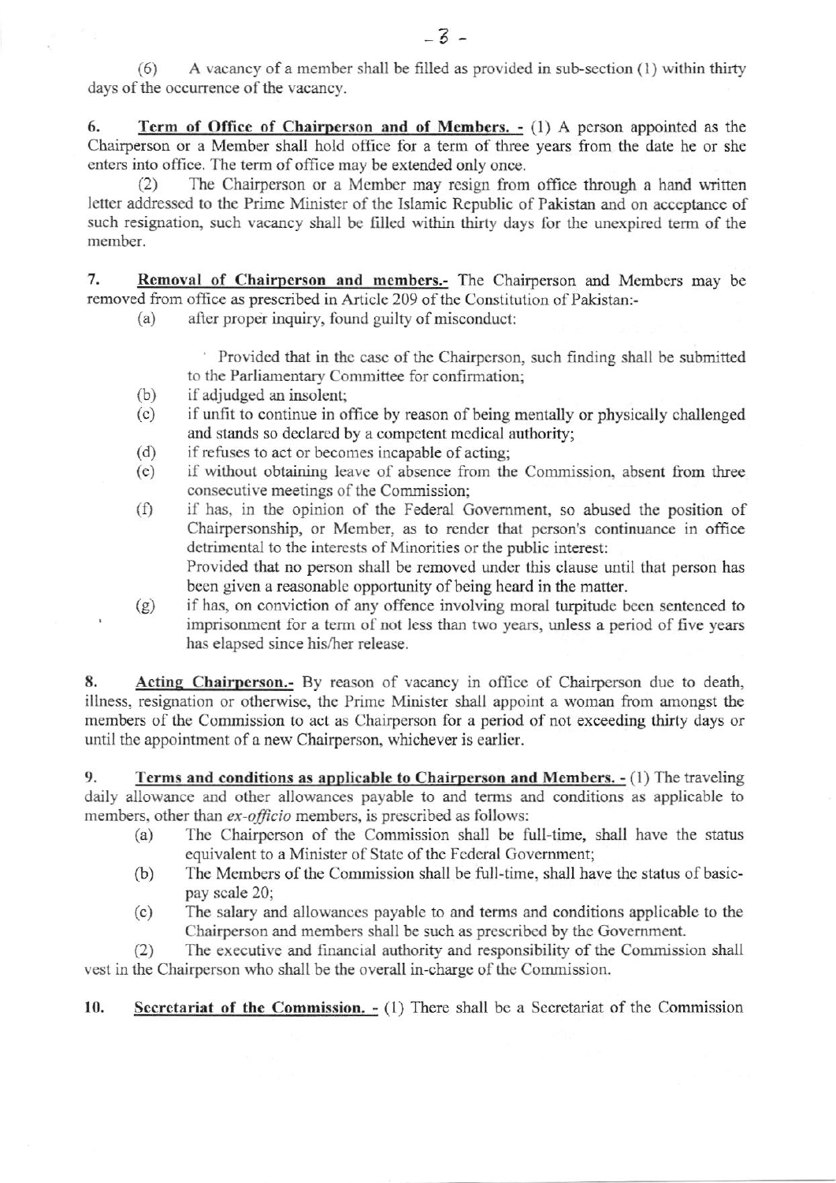(6) A vacancy of a member shall be filled as provided in sub-section (1) within thirty days of the occurrence of the vacancy.

**6. Term of Office of Chairperson and of Members. -** (1) A person appointed as the Chairperson or a Member shall hold office for a term of three years from the date he or she enters into office. The term of office may be extended only once.

(2) The Chairperson or a Member may resign from office through a hand written letter addressed to the Prime Minister of the Islamic Republic of Pakistan and on acceptance of such resignation, such vacancy shall be filled within thirty days for the unexpired term of the member.

**7. Removal of Chairperson and members.-** The Chairperson and Members may be removed from office as prescribed in Article 209 of the Constitution of Pakistan:-

(a) after proper inquiry, found guilty of misconduct:

Provided that in the case of the Chairperson, such finding shall be submitted to the Parliamentary Committee for confirmation;

(b) if adjudged an insolent;

(c) if unfit to continue in office by reason of being mentally or physically challenged and stands so declared by a competent medical authority;

(d) if refuses to act or becomes incapable of acting;

(e) if without obtaining leave of absence from the Commission, absent from three consecutive meetings of the Commission;

(f) if has, in the opinion of the Federal Government, so abused the position of Chairpersonship, or Member, as to render that person's continuance in office detrimental to the interests of Minorities or the public interest:
Provided that no person shall be removed under this clause until that person has been given a reasonable opportunity of being heard in the matter.

(g) if has, on conviction of any offence involving moral turpitude been sentenced to imprisonment for a term of not less than two years, unless a period of five years has elapsed since his/her release.

**8. Acting Chairperson.-** By reason of vacancy in office of Chairperson due to death, illness, resignation or otherwise, the Prime Minister shall appoint a woman from amongst the members of the Commission to act as Chairperson for a period of not exceeding thirty days or until the appointment of a new Chairperson, whichever is earlier.

**9. Terms and conditions as applicable to Chairperson and Members. -** (1) The traveling daily allowance and other allowances payable to and terms and conditions as applicable to members, other than *ex-officio* members, is prescribed as follows:

(a) The Chairperson of the Commission shall be full-time, shall have the status equivalent to a Minister of State of the Federal Government;

(b) The Members of the Commission shall be full-time, shall have the status of basic-pay scale 20;

(c) The salary and allowances payable to and terms and conditions applicable to the Chairperson and members shall be such as prescribed by the Government.

(2) The executive and financial authority and responsibility of the Commission shall vest in the Chairperson who shall be the overall in-charge of the Commission.

**10. Secretariat of the Commission. -** (1) There shall be a Secretariat of the Commission